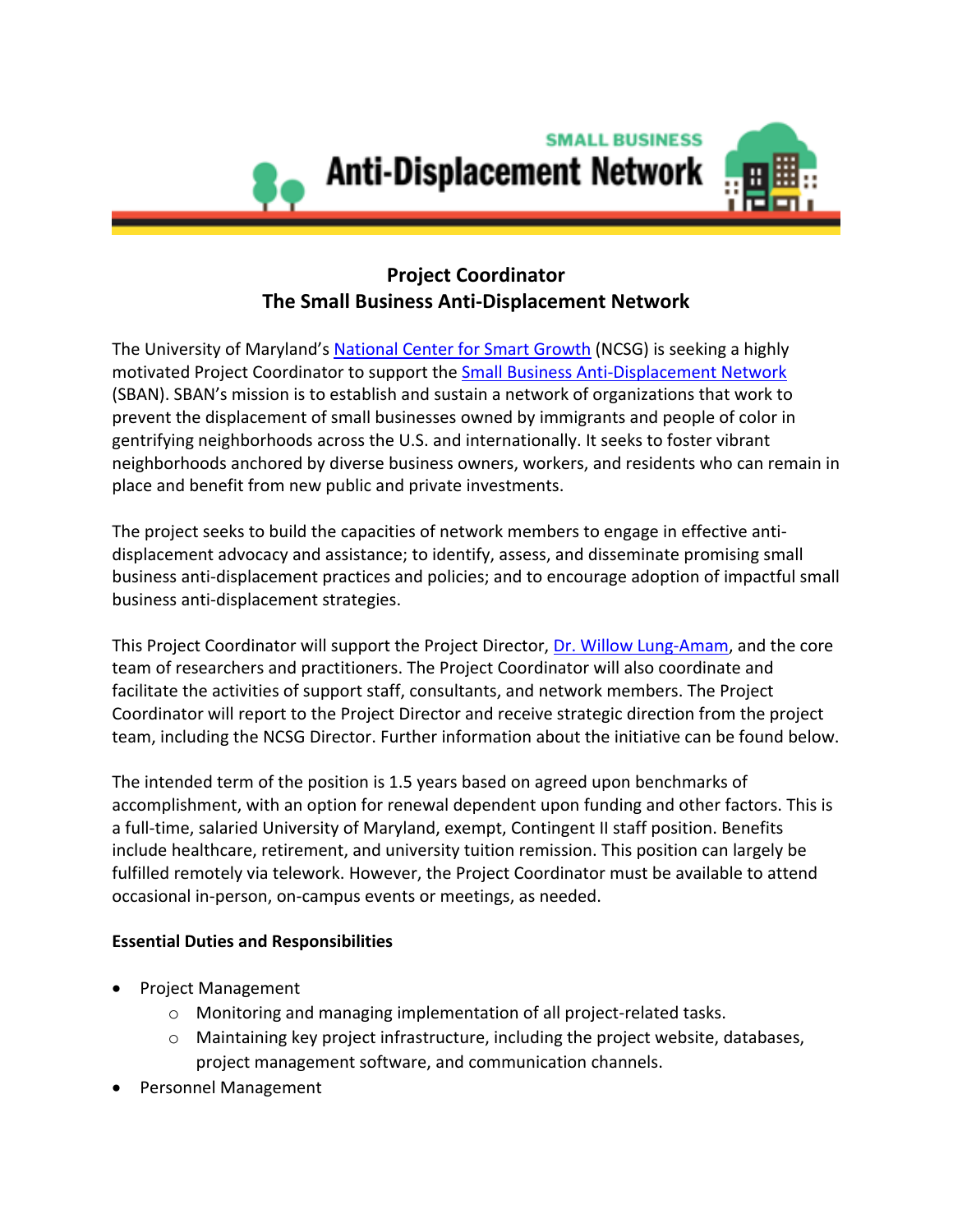# Project Coordinator
# The Small Business Anti-Displacement Network

The University of Maryland's National Center for Smart Growth (NCSG) is seeking a highly motivated Project Coordinator to support the Small Business Anti-Displacement Network (SBAN). SBAN's mission is to establish and sustain a network of organizations that work to prevent the displacement of small businesses owned by immigrants and people of color in gentrifying neighborhoods across the U.S. and internationally. It seeks to foster vibrant neighborhoods anchored by diverse business owners, workers, and residents who can remain in place and benefit from new public and private investments.

The project seeks to build the capacities of network members to engage in effective anti-displacement advocacy and assistance; to identify, assess, and disseminate promising small business anti-displacement practices and policies; and to encourage adoption of impactful small business anti-displacement strategies.

This Project Coordinator will support the Project Director, Dr. Willow Lung-Amam, and the core team of researchers and practitioners. The Project Coordinator will also coordinate and facilitate the activities of support staff, consultants, and network members. The Project Coordinator will report to the Project Director and receive strategic direction from the project team, including the NCSG Director. Further information about the initiative can be found below.

The intended term of the position is 1.5 years based on agreed upon benchmarks of accomplishment, with an option for renewal dependent upon funding and other factors. This is a full-time, salaried University of Maryland, exempt, Contingent II staff position. Benefits include healthcare, retirement, and university tuition remission. This position can largely be fulfilled remotely via telework. However, the Project Coordinator must be available to attend occasional in-person, on-campus events or meetings, as needed.

**Essential Duties and Responsibilities**

- Project Management
  - Monitoring and managing implementation of all project-related tasks.
  - Maintaining key project infrastructure, including the project website, databases, project management software, and communication channels.
- Personnel Management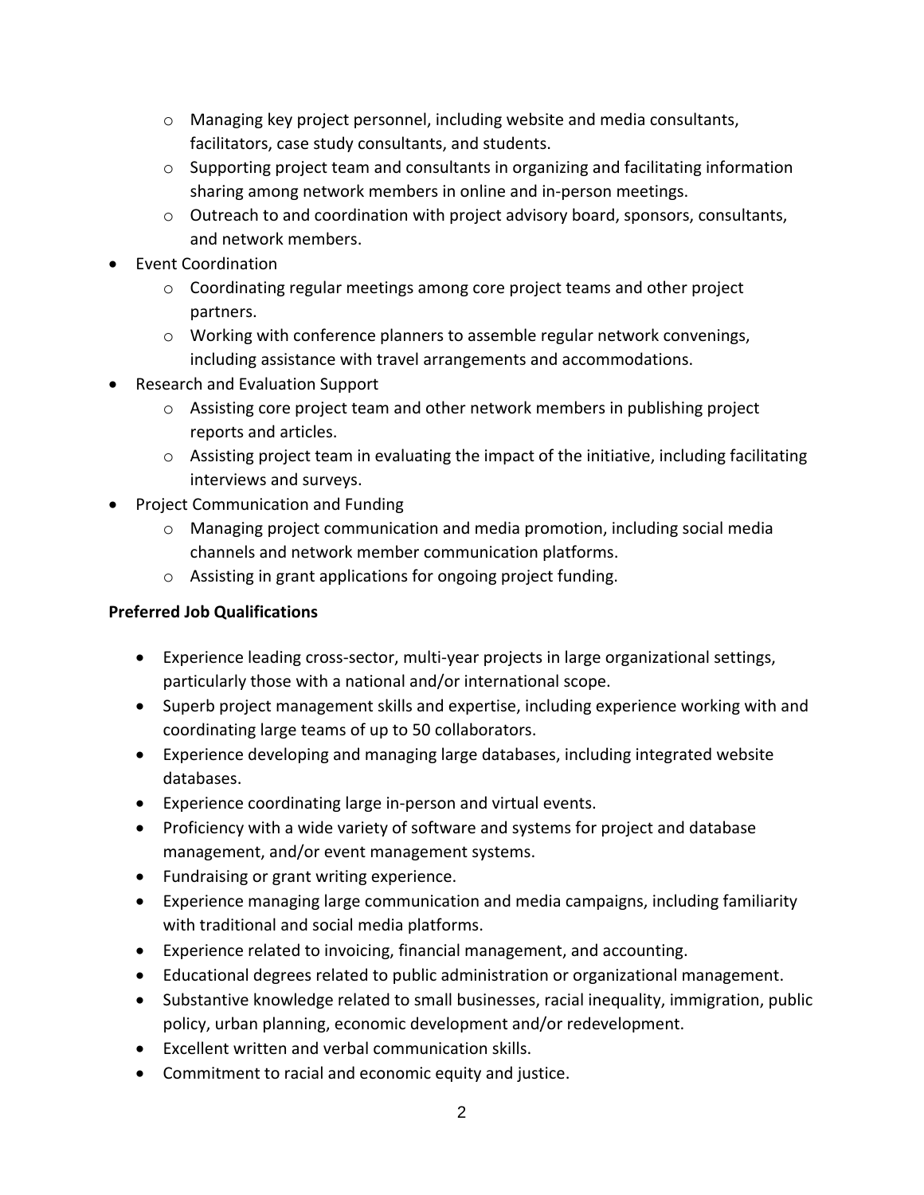- Managing key project personnel, including website and media consultants, facilitators, case study consultants, and students.
  - Supporting project team and consultants in organizing and facilitating information sharing among network members in online and in-person meetings.
  - Outreach to and coordination with project advisory board, sponsors, consultants, and network members.
- Event Coordination
  - Coordinating regular meetings among core project teams and other project partners.
  - Working with conference planners to assemble regular network convenings, including assistance with travel arrangements and accommodations.
- Research and Evaluation Support
  - Assisting core project team and other network members in publishing project reports and articles.
  - Assisting project team in evaluating the impact of the initiative, including facilitating interviews and surveys.
- Project Communication and Funding
  - Managing project communication and media promotion, including social media channels and network member communication platforms.
  - Assisting in grant applications for ongoing project funding.

**Preferred Job Qualifications**

- Experience leading cross-sector, multi-year projects in large organizational settings, particularly those with a national and/or international scope.
- Superb project management skills and expertise, including experience working with and coordinating large teams of up to 50 collaborators.
- Experience developing and managing large databases, including integrated website databases.
- Experience coordinating large in-person and virtual events.
- Proficiency with a wide variety of software and systems for project and database management, and/or event management systems.
- Fundraising or grant writing experience.
- Experience managing large communication and media campaigns, including familiarity with traditional and social media platforms.
- Experience related to invoicing, financial management, and accounting.
- Educational degrees related to public administration or organizational management.
- Substantive knowledge related to small businesses, racial inequality, immigration, public policy, urban planning, economic development and/or redevelopment.
- Excellent written and verbal communication skills.
- Commitment to racial and economic equity and justice.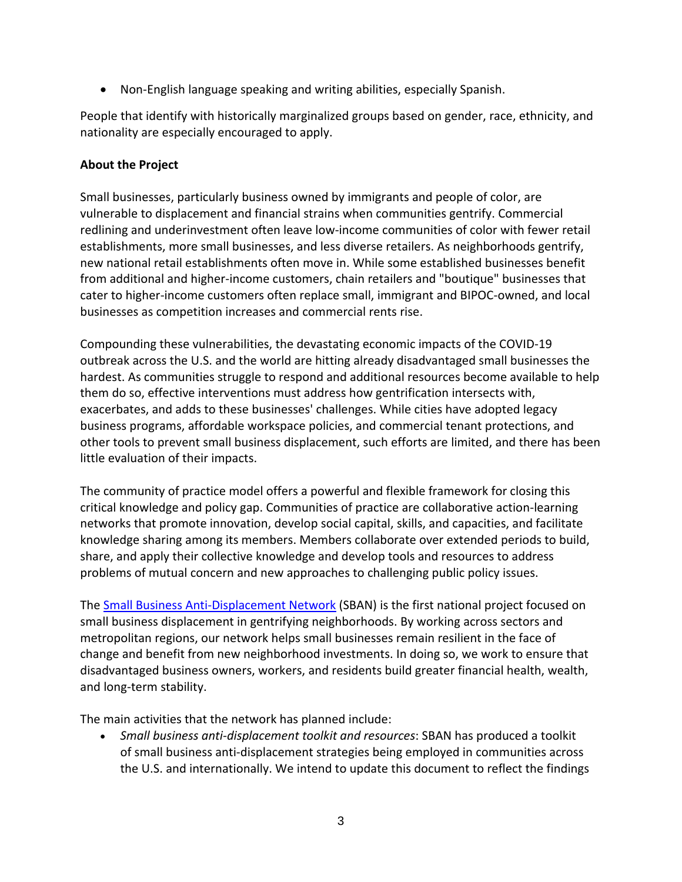- Non-English language speaking and writing abilities, especially Spanish.

People that identify with historically marginalized groups based on gender, race, ethnicity, and nationality are especially encouraged to apply.

**About the Project**

Small businesses, particularly business owned by immigrants and people of color, are vulnerable to displacement and financial strains when communities gentrify. Commercial redlining and underinvestment often leave low-income communities of color with fewer retail establishments, more small businesses, and less diverse retailers. As neighborhoods gentrify, new national retail establishments often move in. While some established businesses benefit from additional and higher-income customers, chain retailers and "boutique" businesses that cater to higher-income customers often replace small, immigrant and BIPOC-owned, and local businesses as competition increases and commercial rents rise.

Compounding these vulnerabilities, the devastating economic impacts of the COVID-19 outbreak across the U.S. and the world are hitting already disadvantaged small businesses the hardest. As communities struggle to respond and additional resources become available to help them do so, effective interventions must address how gentrification intersects with, exacerbates, and adds to these businesses' challenges. While cities have adopted legacy business programs, affordable workspace policies, and commercial tenant protections, and other tools to prevent small business displacement, such efforts are limited, and there has been little evaluation of their impacts.

The community of practice model offers a powerful and flexible framework for closing this critical knowledge and policy gap. Communities of practice are collaborative action-learning networks that promote innovation, develop social capital, skills, and capacities, and facilitate knowledge sharing among its members. Members collaborate over extended periods to build, share, and apply their collective knowledge and develop tools and resources to address problems of mutual concern and new approaches to challenging public policy issues.

The Small Business Anti-Displacement Network (SBAN) is the first national project focused on small business displacement in gentrifying neighborhoods. By working across sectors and metropolitan regions, our network helps small businesses remain resilient in the face of change and benefit from new neighborhood investments. In doing so, we work to ensure that disadvantaged business owners, workers, and residents build greater financial health, wealth, and long-term stability.

The main activities that the network has planned include:

- *Small business anti-displacement toolkit and resources*: SBAN has produced a toolkit of small business anti-displacement strategies being employed in communities across the U.S. and internationally. We intend to update this document to reflect the findings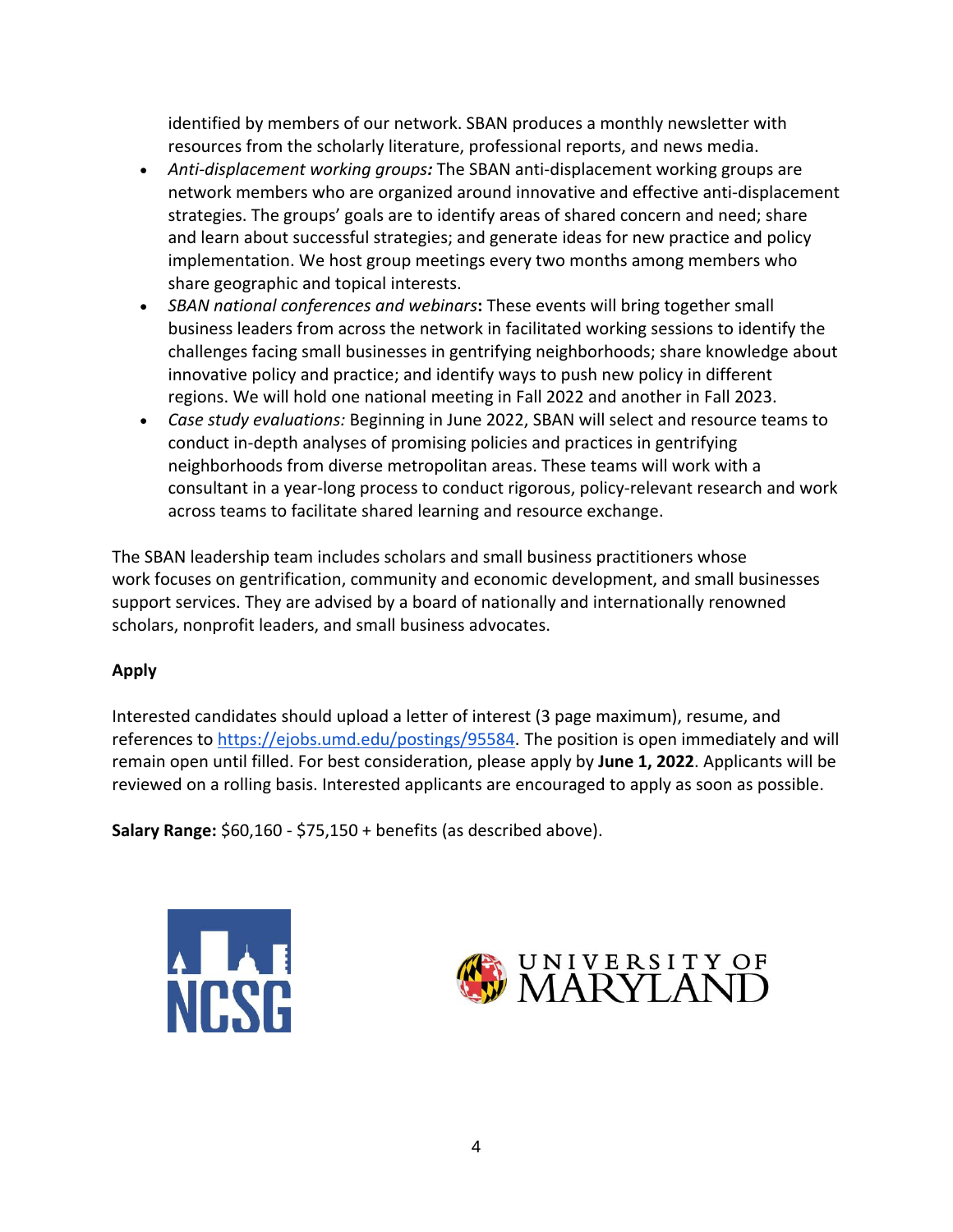identified by members of our network. SBAN produces a monthly newsletter with resources from the scholarly literature, professional reports, and news media.

- *Anti-displacement working groups:* The SBAN anti-displacement working groups are network members who are organized around innovative and effective anti-displacement strategies. The groups' goals are to identify areas of shared concern and need; share and learn about successful strategies; and generate ideas for new practice and policy implementation. We host group meetings every two months among members who share geographic and topical interests.
- *SBAN national conferences and webinars*: These events will bring together small business leaders from across the network in facilitated working sessions to identify the challenges facing small businesses in gentrifying neighborhoods; share knowledge about innovative policy and practice; and identify ways to push new policy in different regions. We will hold one national meeting in Fall 2022 and another in Fall 2023.
- *Case study evaluations:* Beginning in June 2022, SBAN will select and resource teams to conduct in-depth analyses of promising policies and practices in gentrifying neighborhoods from diverse metropolitan areas. These teams will work with a consultant in a year-long process to conduct rigorous, policy-relevant research and work across teams to facilitate shared learning and resource exchange.

The SBAN leadership team includes scholars and small business practitioners whose work focuses on gentrification, community and economic development, and small businesses support services. They are advised by a board of nationally and internationally renowned scholars, nonprofit leaders, and small business advocates.

**Apply**

Interested candidates should upload a letter of interest (3 page maximum), resume, and references to https://ejobs.umd.edu/postings/95584. The position is open immediately and will remain open until filled. For best consideration, please apply by **June 1, 2022**. Applicants will be reviewed on a rolling basis. Interested applicants are encouraged to apply as soon as possible.

**Salary Range:** $60,160 - $75,150 + benefits (as described above).

NCSG

UNIVERSITY OF MARYLAND